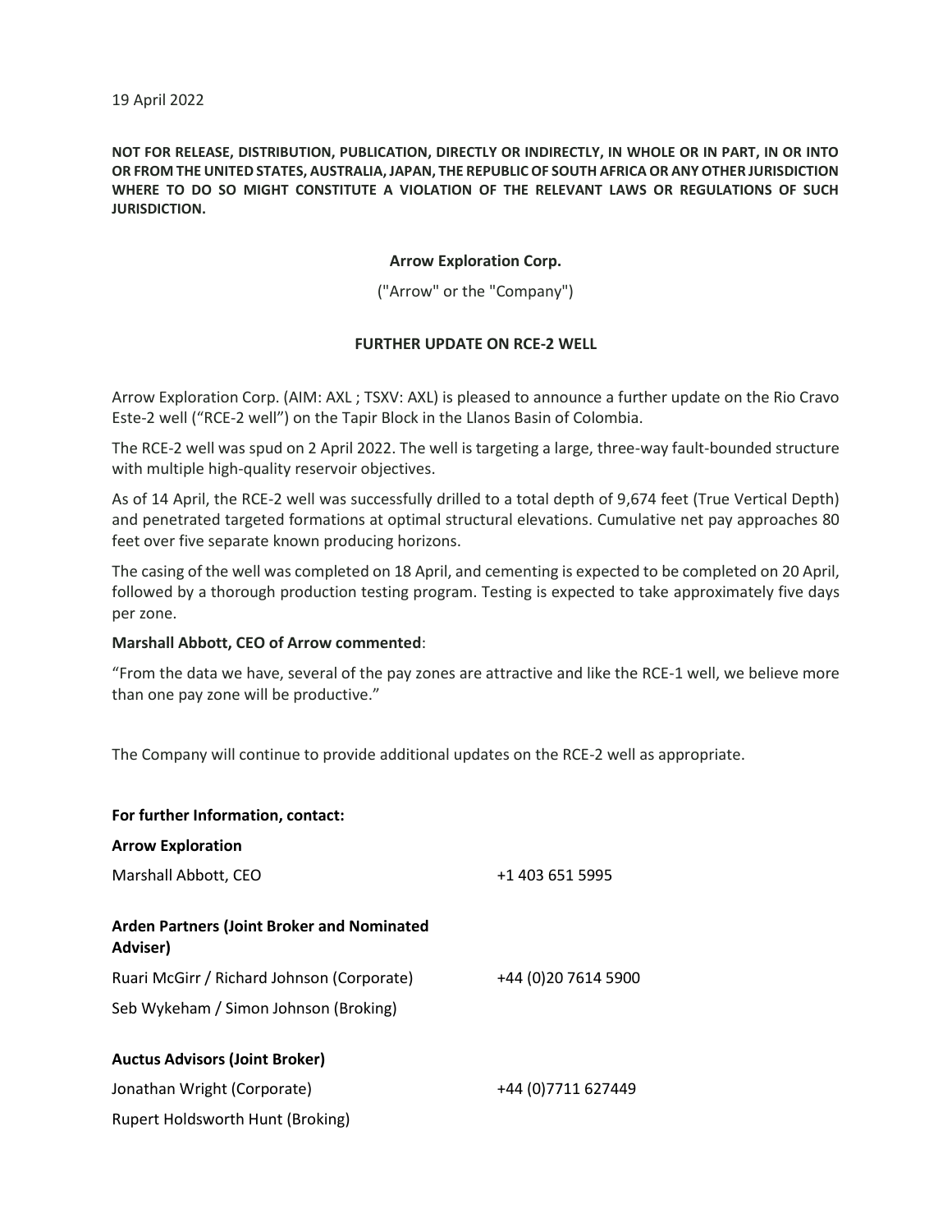19 April 2022

**NOT FOR RELEASE, DISTRIBUTION, PUBLICATION, DIRECTLY OR INDIRECTLY, IN WHOLE OR IN PART, IN OR INTO OR FROM THE UNITED STATES, AUSTRALIA, JAPAN, THE REPUBLIC OF SOUTH AFRICA OR ANY OTHER JURISDICTION WHERE TO DO SO MIGHT CONSTITUTE A VIOLATION OF THE RELEVANT LAWS OR REGULATIONS OF SUCH JURISDICTION.**

**Arrow Exploration Corp.**

("Arrow" or the "Company")

**FURTHER UPDATE ON RCE-2 WELL**

Arrow Exploration Corp. (AIM: AXL ; TSXV: AXL) is pleased to announce a further update on the Rio Cravo Este-2 well ("RCE-2 well") on the Tapir Block in the Llanos Basin of Colombia.

The RCE-2 well was spud on 2 April 2022. The well is targeting a large, three-way fault-bounded structure with multiple high-quality reservoir objectives.

As of 14 April, the RCE-2 well was successfully drilled to a total depth of 9,674 feet (True Vertical Depth) and penetrated targeted formations at optimal structural elevations. Cumulative net pay approaches 80 feet over five separate known producing horizons.

The casing of the well was completed on 18 April, and cementing is expected to be completed on 20 April, followed by a thorough production testing program. Testing is expected to take approximately five days per zone.

**Marshall Abbott, CEO of Arrow commented**:

"From the data we have, several of the pay zones are attractive and like the RCE-1 well, we believe more than one pay zone will be productive."

The Company will continue to provide additional updates on the RCE-2 well as appropriate.

**For further Information, contact:**

| | |
|---|---|
| **Arrow Exploration** | |
| Marshall Abbott, CEO | +1 403 651 5995 |
| **Arden Partners (Joint Broker and Nominated Adviser)** | |
| Ruari McGirr / Richard Johnson (Corporate) | +44 (0)20 7614 5900 |
| Seb Wykeham / Simon Johnson (Broking) | |
| **Auctus Advisors (Joint Broker)** | |
| Jonathan Wright (Corporate) | +44 (0)7711 627449 |
| Rupert Holdsworth Hunt (Broking) | |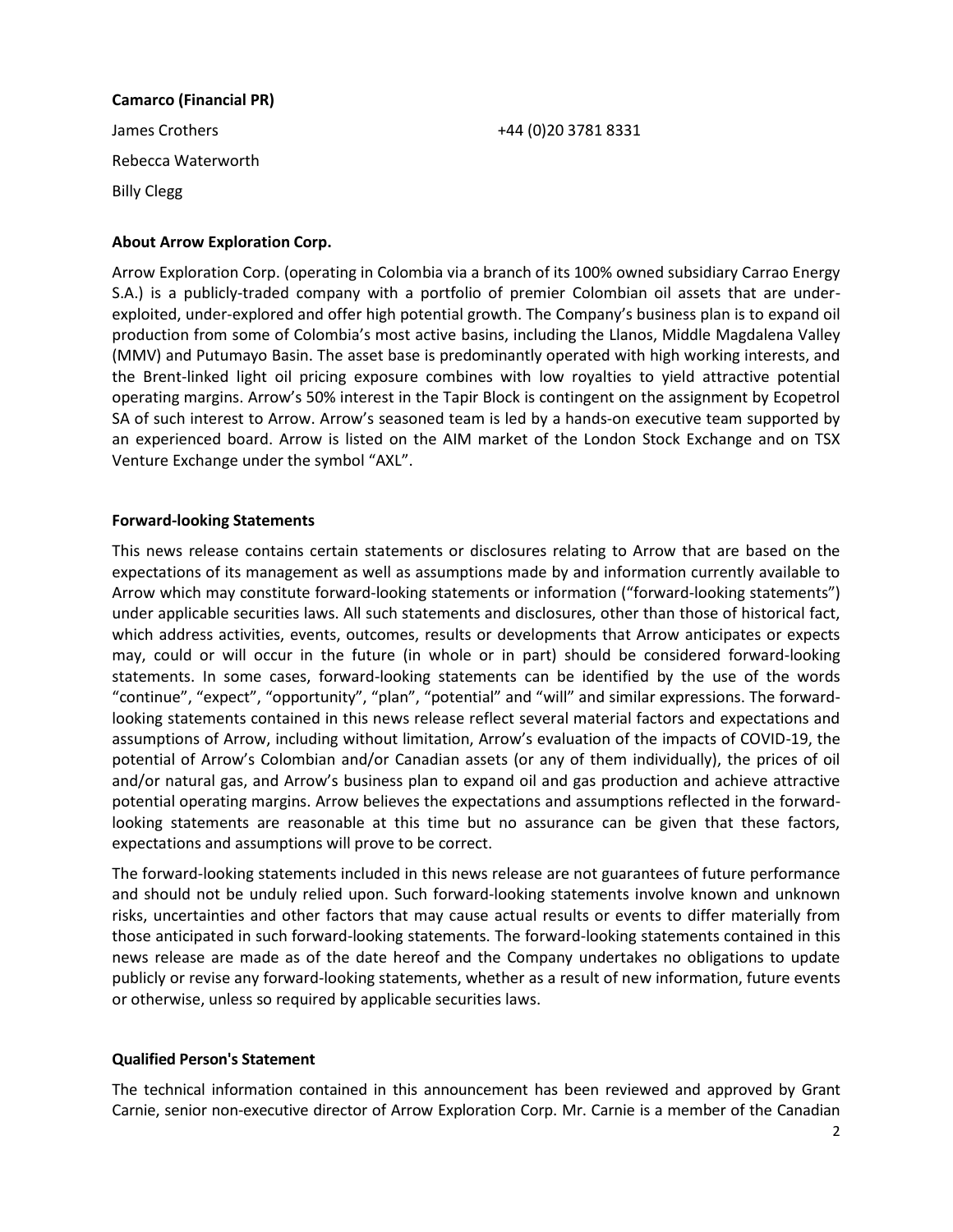**Camarco (Financial PR)**

James Crothers +44 (0)20 3781 8331

Rebecca Waterworth

Billy Clegg

**About Arrow Exploration Corp.**

Arrow Exploration Corp. (operating in Colombia via a branch of its 100% owned subsidiary Carrao Energy S.A.) is a publicly-traded company with a portfolio of premier Colombian oil assets that are under-exploited, under-explored and offer high potential growth. The Company's business plan is to expand oil production from some of Colombia's most active basins, including the Llanos, Middle Magdalena Valley (MMV) and Putumayo Basin. The asset base is predominantly operated with high working interests, and the Brent-linked light oil pricing exposure combines with low royalties to yield attractive potential operating margins. Arrow's 50% interest in the Tapir Block is contingent on the assignment by Ecopetrol SA of such interest to Arrow. Arrow's seasoned team is led by a hands-on executive team supported by an experienced board. Arrow is listed on the AIM market of the London Stock Exchange and on TSX Venture Exchange under the symbol "AXL".

**Forward-looking Statements**

This news release contains certain statements or disclosures relating to Arrow that are based on the expectations of its management as well as assumptions made by and information currently available to Arrow which may constitute forward-looking statements or information ("forward-looking statements") under applicable securities laws. All such statements and disclosures, other than those of historical fact, which address activities, events, outcomes, results or developments that Arrow anticipates or expects may, could or will occur in the future (in whole or in part) should be considered forward-looking statements. In some cases, forward-looking statements can be identified by the use of the words "continue", "expect", "opportunity", "plan", "potential" and "will" and similar expressions. The forward-looking statements contained in this news release reflect several material factors and expectations and assumptions of Arrow, including without limitation, Arrow's evaluation of the impacts of COVID-19, the potential of Arrow's Colombian and/or Canadian assets (or any of them individually), the prices of oil and/or natural gas, and Arrow's business plan to expand oil and gas production and achieve attractive potential operating margins. Arrow believes the expectations and assumptions reflected in the forward-looking statements are reasonable at this time but no assurance can be given that these factors, expectations and assumptions will prove to be correct.

The forward-looking statements included in this news release are not guarantees of future performance and should not be unduly relied upon. Such forward-looking statements involve known and unknown risks, uncertainties and other factors that may cause actual results or events to differ materially from those anticipated in such forward-looking statements. The forward-looking statements contained in this news release are made as of the date hereof and the Company undertakes no obligations to update publicly or revise any forward-looking statements, whether as a result of new information, future events or otherwise, unless so required by applicable securities laws.

**Qualified Person's Statement**

The technical information contained in this announcement has been reviewed and approved by Grant Carnie, senior non-executive director of Arrow Exploration Corp. Mr. Carnie is a member of the Canadian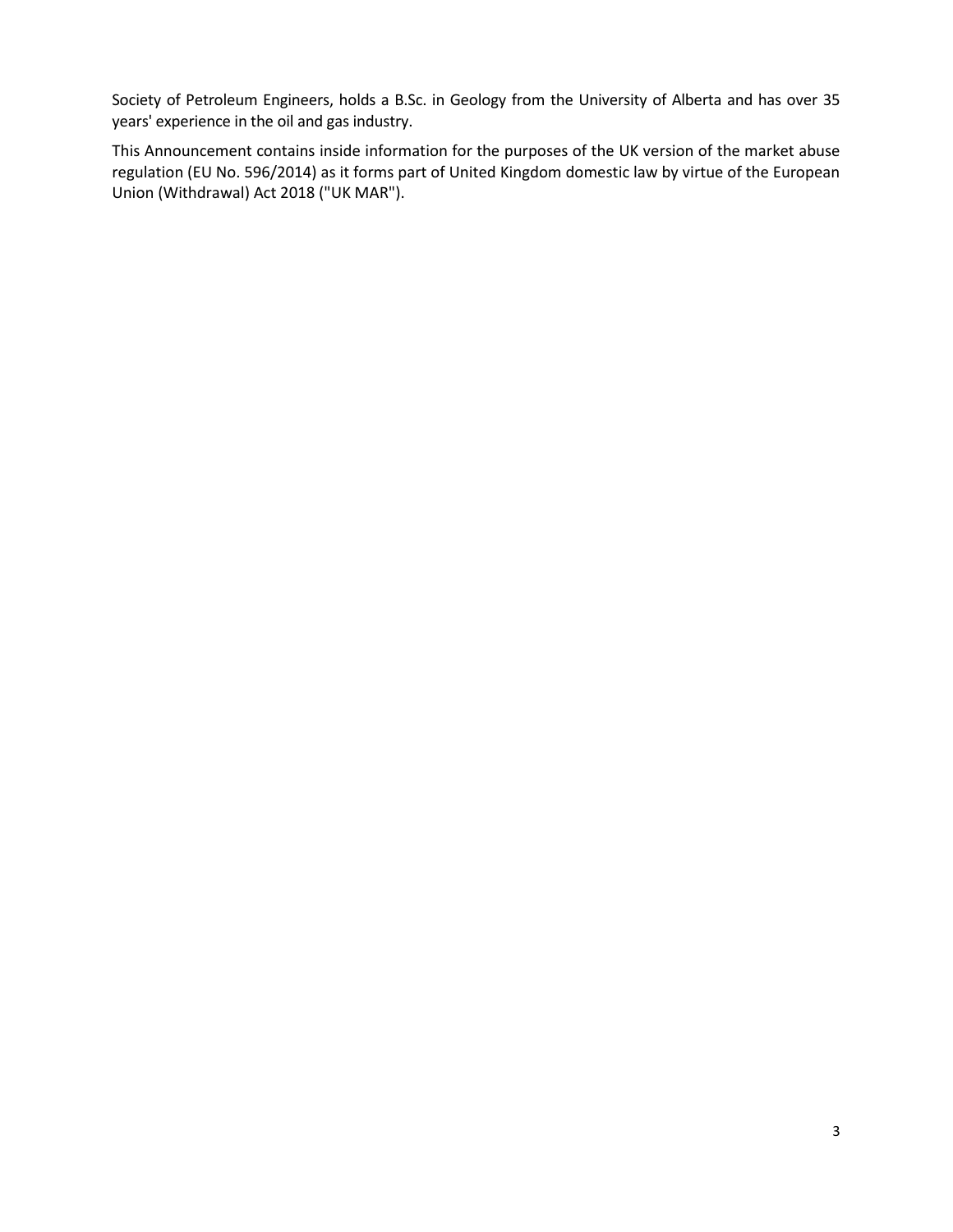Society of Petroleum Engineers, holds a B.Sc. in Geology from the University of Alberta and has over 35 years' experience in the oil and gas industry.

This Announcement contains inside information for the purposes of the UK version of the market abuse regulation (EU No. 596/2014) as it forms part of United Kingdom domestic law by virtue of the European Union (Withdrawal) Act 2018 ("UK MAR").